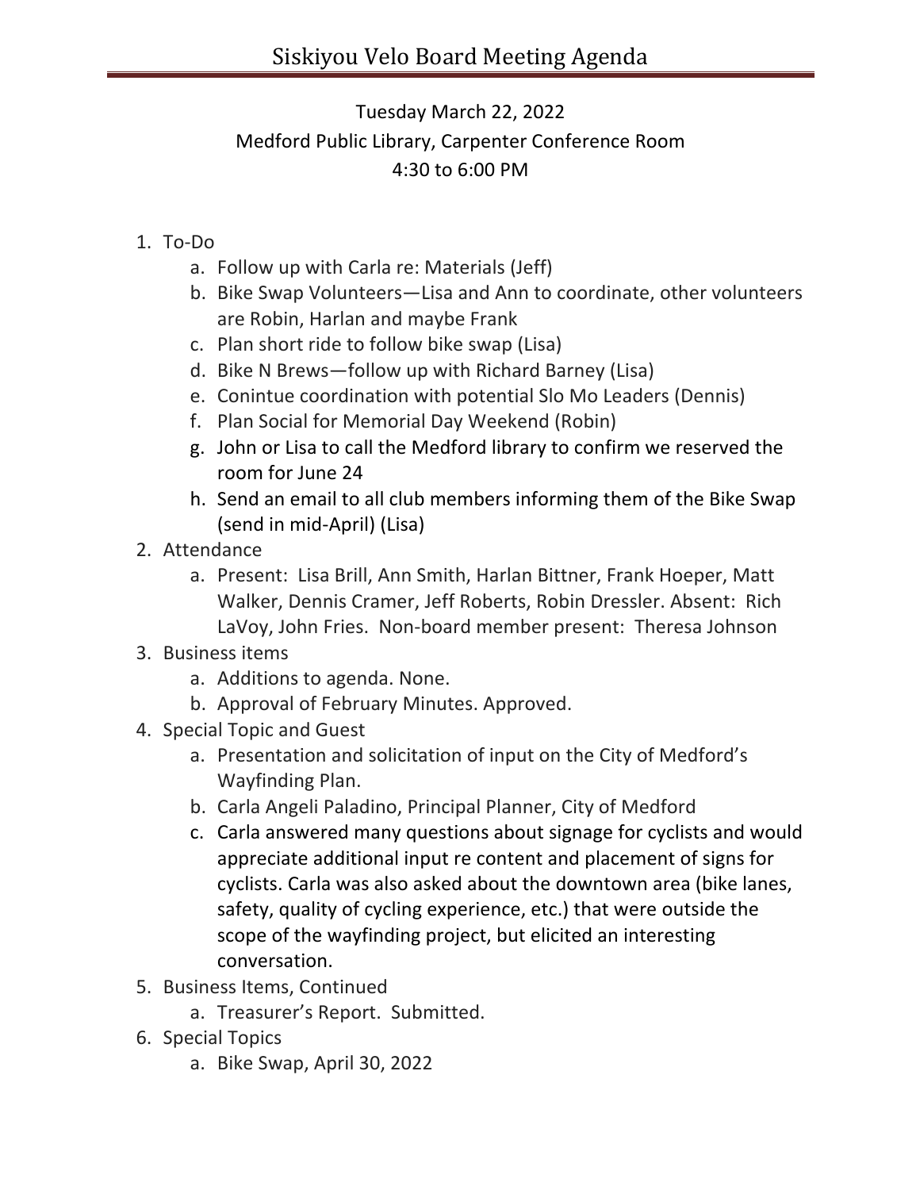# Siskiyou Velo Board Meeting Agenda

Tuesday March 22, 2022
Medford Public Library, Carpenter Conference Room
4:30 to 6:00 PM

1. To-Do
   a. Follow up with Carla re: Materials (Jeff)
   b. Bike Swap Volunteers—Lisa and Ann to coordinate, other volunteers are Robin, Harlan and maybe Frank
   c. Plan short ride to follow bike swap (Lisa)
   d. Bike N Brews—follow up with Richard Barney (Lisa)
   e. Conintue coordination with potential Slo Mo Leaders (Dennis)
   f. Plan Social for Memorial Day Weekend (Robin)
   g. John or Lisa to call the Medford library to confirm we reserved the room for June 24
   h. Send an email to all club members informing them of the Bike Swap (send in mid-April) (Lisa)
2. Attendance
   a. Present: Lisa Brill, Ann Smith, Harlan Bittner, Frank Hoeper, Matt Walker, Dennis Cramer, Jeff Roberts, Robin Dressler. Absent: Rich LaVoy, John Fries. Non-board member present: Theresa Johnson
3. Business items
   a. Additions to agenda. None.
   b. Approval of February Minutes. Approved.
4. Special Topic and Guest
   a. Presentation and solicitation of input on the City of Medford's Wayfinding Plan.
   b. Carla Angeli Paladino, Principal Planner, City of Medford
   c. Carla answered many questions about signage for cyclists and would appreciate additional input re content and placement of signs for cyclists. Carla was also asked about the downtown area (bike lanes, safety, quality of cycling experience, etc.) that were outside the scope of the wayfinding project, but elicited an interesting conversation.
5. Business Items, Continued
   a. Treasurer's Report. Submitted.
6. Special Topics
   a. Bike Swap, April 30, 2022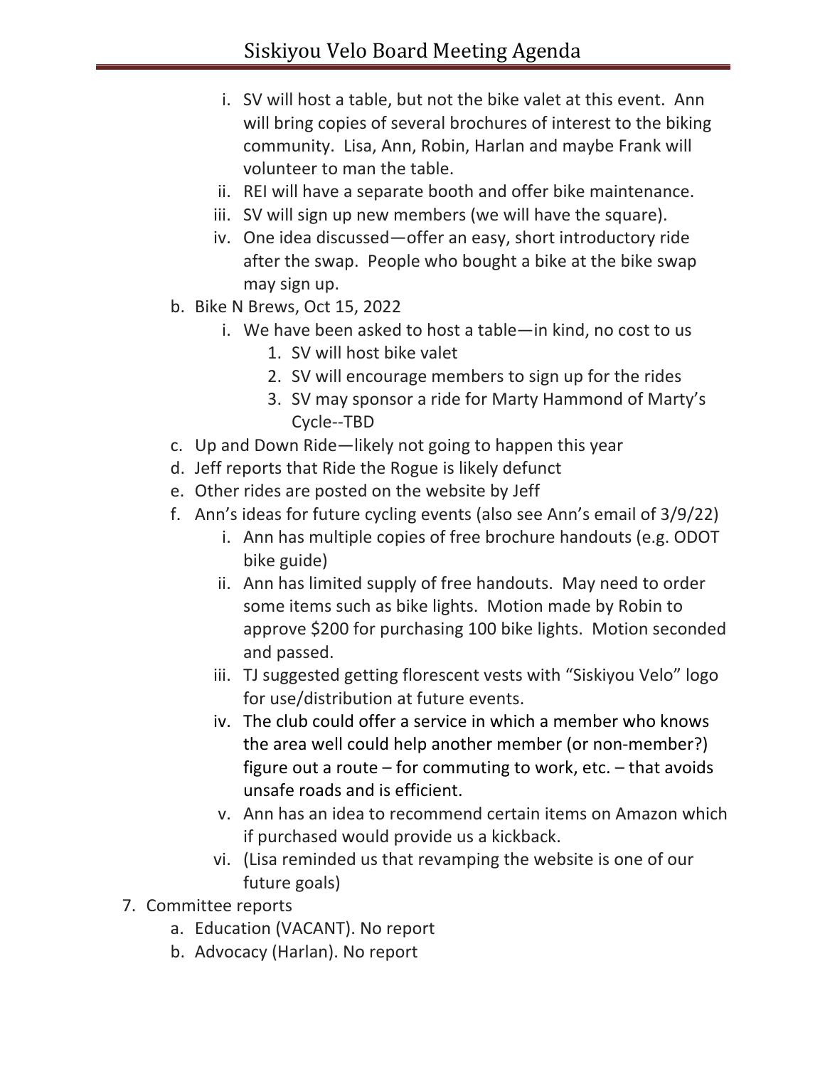i. SV will host a table, but not the bike valet at this event. Ann will bring copies of several brochures of interest to the biking community. Lisa, Ann, Robin, Harlan and maybe Frank will volunteer to man the table.
      ii. REI will have a separate booth and offer bike maintenance.
      iii. SV will sign up new members (we will have the square).
      iv. One idea discussed—offer an easy, short introductory ride after the swap. People who bought a bike at the bike swap may sign up.

   b. Bike N Brews, Oct 15, 2022
      i. We have been asked to host a table—in kind, no cost to us
         1. SV will host bike valet
         2. SV will encourage members to sign up for the rides
         3. SV may sponsor a ride for Marty Hammond of Marty's Cycle--TBD
   c. Up and Down Ride—likely not going to happen this year
   d. Jeff reports that Ride the Rogue is likely defunct
   e. Other rides are posted on the website by Jeff
   f. Ann's ideas for future cycling events (also see Ann's email of 3/9/22)
      i. Ann has multiple copies of free brochure handouts (e.g. ODOT bike guide)
      ii. Ann has limited supply of free handouts. May need to order some items such as bike lights. Motion made by Robin to approve $200 for purchasing 100 bike lights. Motion seconded and passed.
      iii. TJ suggested getting florescent vests with "Siskiyou Velo" logo for use/distribution at future events.
      iv. The club could offer a service in which a member who knows the area well could help another member (or non-member?) figure out a route – for commuting to work, etc. – that avoids unsafe roads and is efficient.
      v. Ann has an idea to recommend certain items on Amazon which if purchased would provide us a kickback.
      vi. (Lisa reminded us that revamping the website is one of our future goals)

7. Committee reports
   a. Education (VACANT). No report
   b. Advocacy (Harlan). No report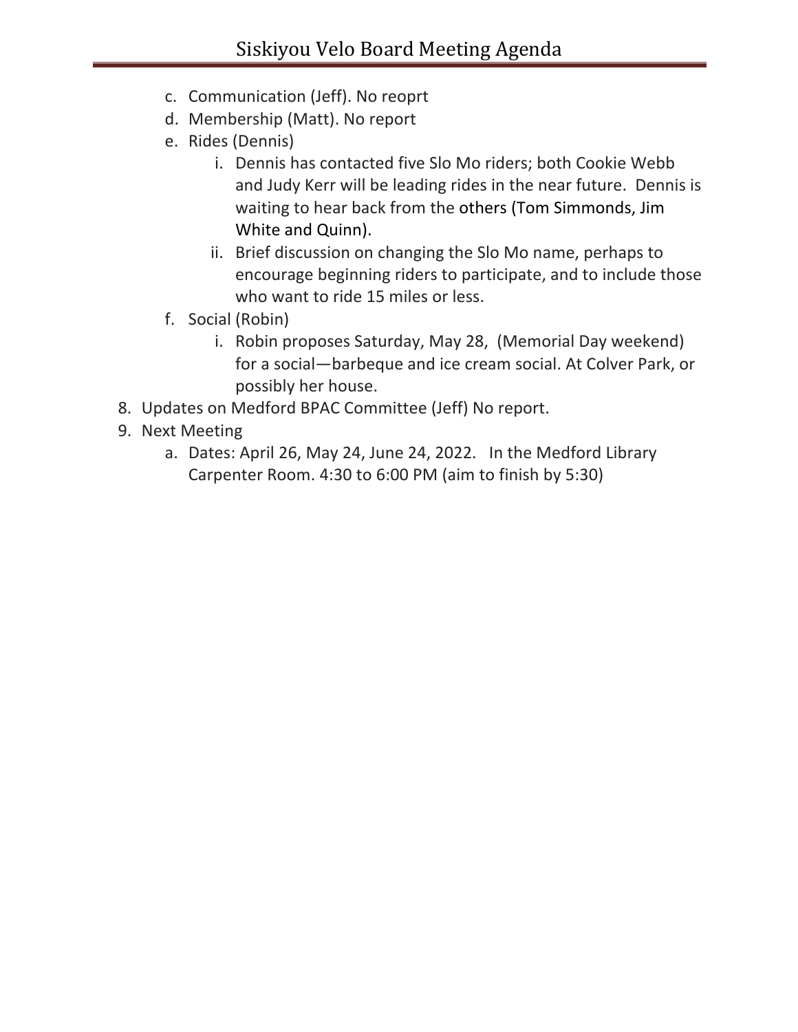c. Communication (Jeff). No reoprt
   d. Membership (Matt). No report
   e. Rides (Dennis)
      i. Dennis has contacted five Slo Mo riders; both Cookie Webb and Judy Kerr will be leading rides in the near future. Dennis is waiting to hear back from the others (Tom Simmonds, Jim White and Quinn).
      ii. Brief discussion on changing the Slo Mo name, perhaps to encourage beginning riders to participate, and to include those who want to ride 15 miles or less.
   f. Social (Robin)
      i. Robin proposes Saturday, May 28, (Memorial Day weekend) for a social—barbeque and ice cream social. At Colver Park, or possibly her house.

8. Updates on Medford BPAC Committee (Jeff) No report.
9. Next Meeting
   a. Dates: April 26, May 24, June 24, 2022. In the Medford Library Carpenter Room. 4:30 to 6:00 PM (aim to finish by 5:30)